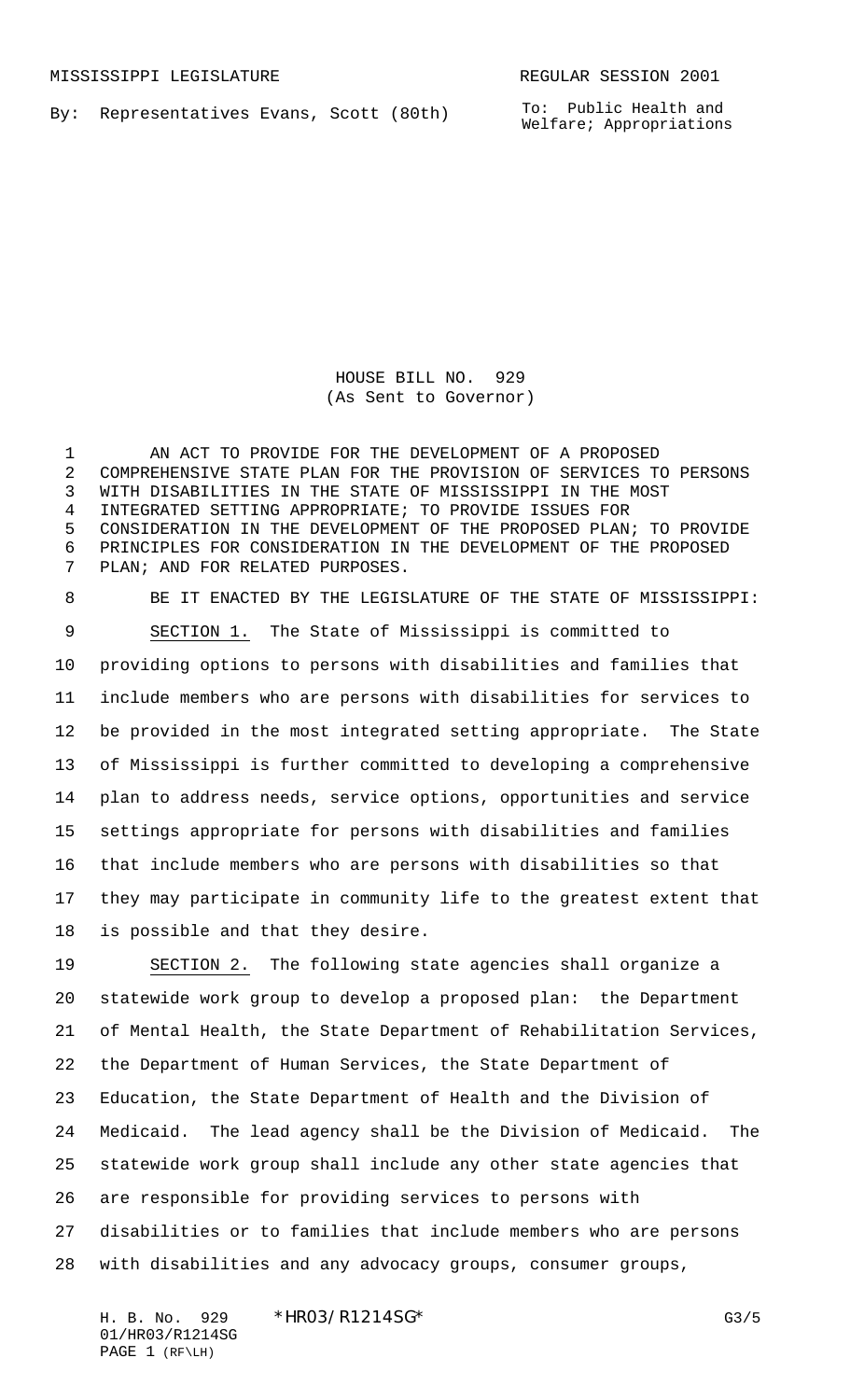MISSISSIPPI LEGISLATURE REGULAR SESSION 2001

By: Representatives Evans, Scott (80th)

To: Public Health and Welfare; Appropriations

# HOUSE BILL NO. 929
(As Sent to Governor)

AN ACT TO PROVIDE FOR THE DEVELOPMENT OF A PROPOSED COMPREHENSIVE STATE PLAN FOR THE PROVISION OF SERVICES TO PERSONS WITH DISABILITIES IN THE STATE OF MISSISSIPPI IN THE MOST INTEGRATED SETTING APPROPRIATE; TO PROVIDE ISSUES FOR CONSIDERATION IN THE DEVELOPMENT OF THE PROPOSED PLAN; TO PROVIDE PRINCIPLES FOR CONSIDERATION IN THE DEVELOPMENT OF THE PROPOSED PLAN; AND FOR RELATED PURPOSES.

BE IT ENACTED BY THE LEGISLATURE OF THE STATE OF MISSISSIPPI:

SECTION 1. The State of Mississippi is committed to providing options to persons with disabilities and families that include members who are persons with disabilities for services to be provided in the most integrated setting appropriate. The State of Mississippi is further committed to developing a comprehensive plan to address needs, service options, opportunities and service settings appropriate for persons with disabilities and families that include members who are persons with disabilities so that they may participate in community life to the greatest extent that is possible and that they desire.

SECTION 2. The following state agencies shall organize a statewide work group to develop a proposed plan: the Department of Mental Health, the State Department of Rehabilitation Services, the Department of Human Services, the State Department of Education, the State Department of Health and the Division of Medicaid. The lead agency shall be the Division of Medicaid. The statewide work group shall include any other state agencies that are responsible for providing services to persons with disabilities or to families that include members who are persons with disabilities and any advocacy groups, consumer groups,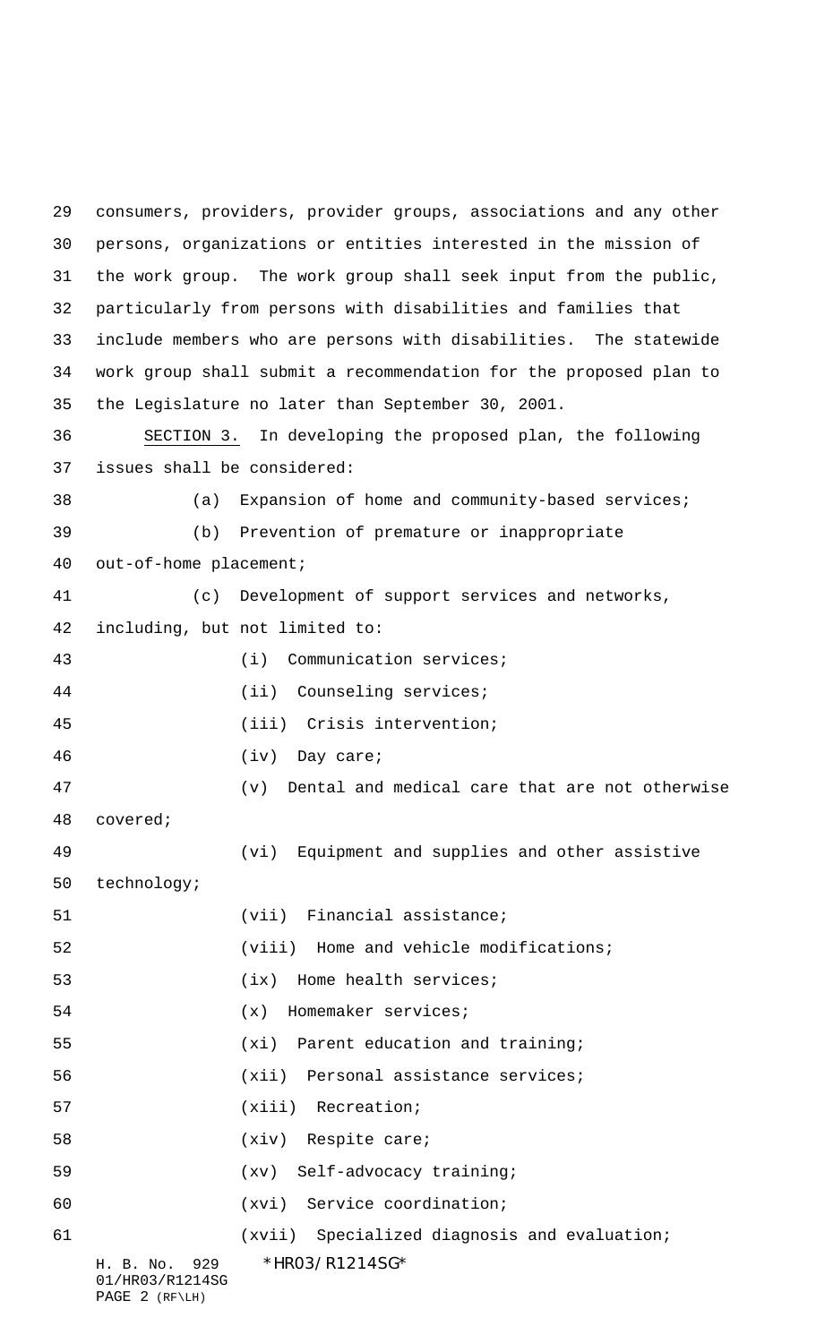consumers, providers, provider groups, associations and any other persons, organizations or entities interested in the mission of the work group. The work group shall seek input from the public, particularly from persons with disabilities and families that include members who are persons with disabilities. The statewide work group shall submit a recommendation for the proposed plan to the Legislature no later than September 30, 2001.

SECTION 3. In developing the proposed plan, the following issues shall be considered:

(a) Expansion of home and community-based services;

(b) Prevention of premature or inappropriate out-of-home placement;

(c) Development of support services and networks, including, but not limited to:

(i) Communication services;

(ii) Counseling services;

(iii) Crisis intervention;

(iv) Day care;

(v) Dental and medical care that are not otherwise covered;

(vi) Equipment and supplies and other assistive technology;

(vii) Financial assistance;

(viii) Home and vehicle modifications;

(ix) Home health services;

(x) Homemaker services;

(xi) Parent education and training;

(xii) Personal assistance services;

(xiii) Recreation;

(xiv) Respite care;

(xv) Self-advocacy training;

(xvi) Service coordination;

(xvii) Specialized diagnosis and evaluation;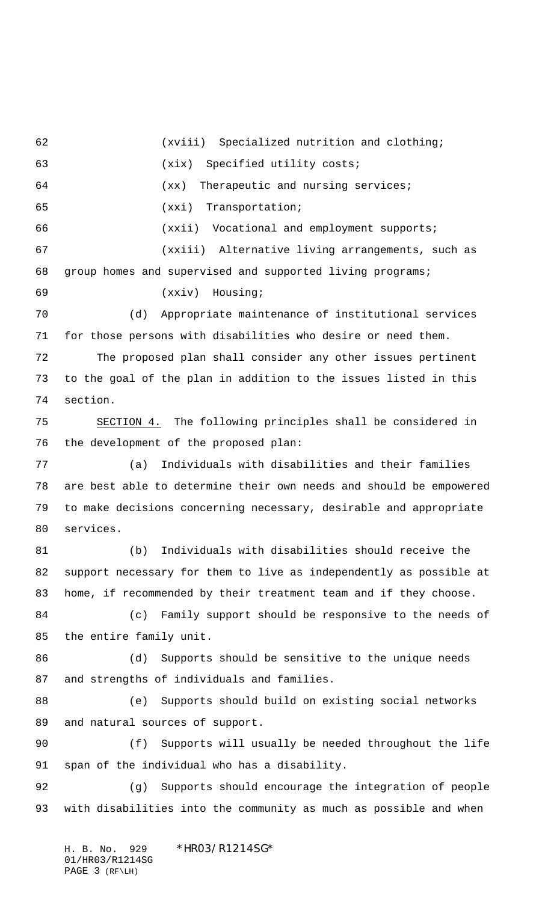(xviii) Specialized nutrition and clothing;

(xix) Specified utility costs;

(xx) Therapeutic and nursing services;

(xxi) Transportation;

(xxii) Vocational and employment supports;

(xxiii) Alternative living arrangements, such as group homes and supervised and supported living programs;

(xxiv) Housing;

(d) Appropriate maintenance of institutional services for those persons with disabilities who desire or need them.

The proposed plan shall consider any other issues pertinent to the goal of the plan in addition to the issues listed in this section.

SECTION 4. The following principles shall be considered in the development of the proposed plan:

(a) Individuals with disabilities and their families are best able to determine their own needs and should be empowered to make decisions concerning necessary, desirable and appropriate services.

(b) Individuals with disabilities should receive the support necessary for them to live as independently as possible at home, if recommended by their treatment team and if they choose.

(c) Family support should be responsive to the needs of the entire family unit.

(d) Supports should be sensitive to the unique needs and strengths of individuals and families.

(e) Supports should build on existing social networks and natural sources of support.

(f) Supports will usually be needed throughout the life span of the individual who has a disability.

(g) Supports should encourage the integration of people with disabilities into the community as much as possible and when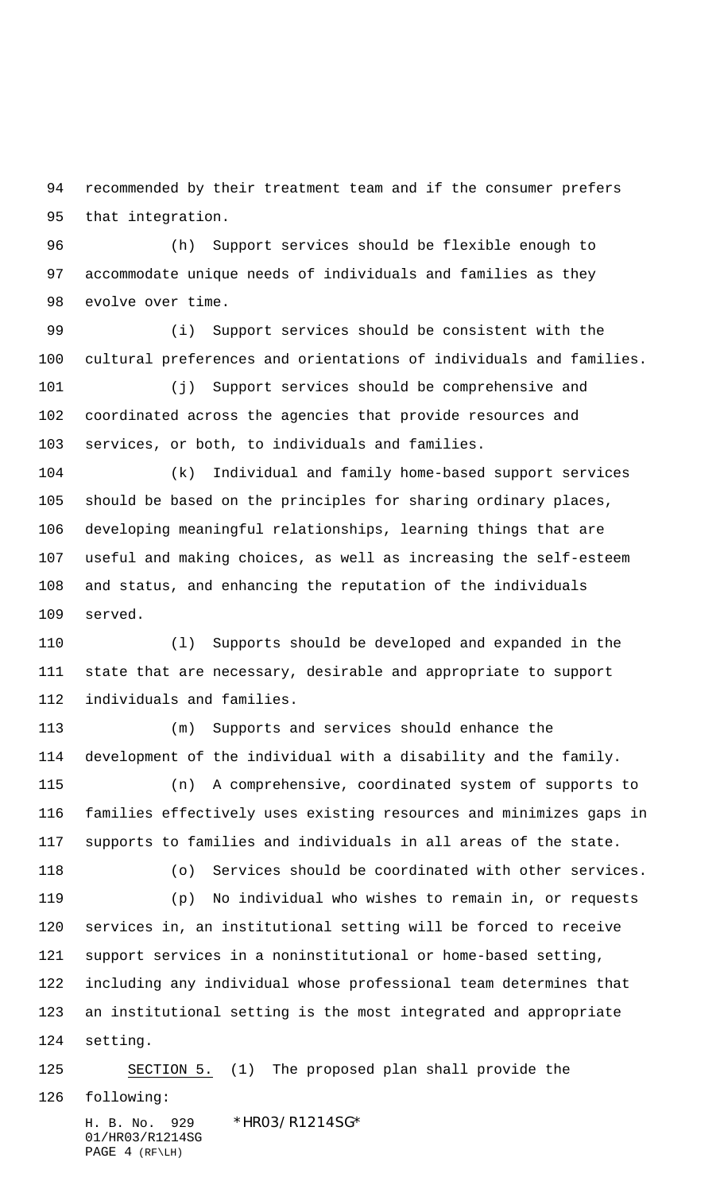recommended by their treatment team and if the consumer prefers that integration.

(h) Support services should be flexible enough to accommodate unique needs of individuals and families as they evolve over time.

(i) Support services should be consistent with the cultural preferences and orientations of individuals and families.

(j) Support services should be comprehensive and coordinated across the agencies that provide resources and services, or both, to individuals and families.

(k) Individual and family home-based support services should be based on the principles for sharing ordinary places, developing meaningful relationships, learning things that are useful and making choices, as well as increasing the self-esteem and status, and enhancing the reputation of the individuals served.

(l) Supports should be developed and expanded in the state that are necessary, desirable and appropriate to support individuals and families.

(m) Supports and services should enhance the development of the individual with a disability and the family.

(n) A comprehensive, coordinated system of supports to families effectively uses existing resources and minimizes gaps in supports to families and individuals in all areas of the state.

(o) Services should be coordinated with other services.

(p) No individual who wishes to remain in, or requests services in, an institutional setting will be forced to receive support services in a noninstitutional or home-based setting, including any individual whose professional team determines that an institutional setting is the most integrated and appropriate setting.

SECTION 5. (1) The proposed plan shall provide the following: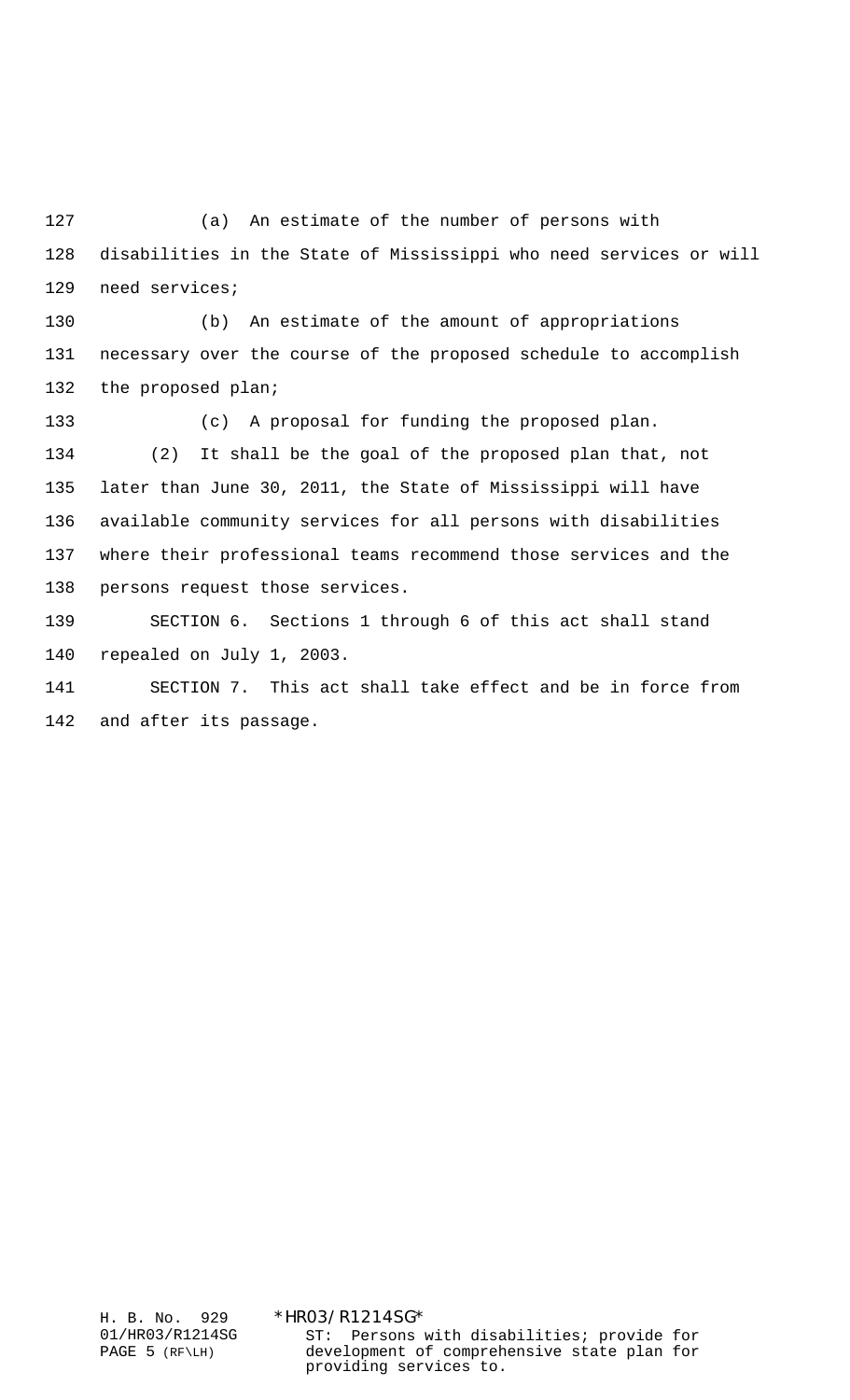(a) An estimate of the number of persons with disabilities in the State of Mississippi who need services or will need services;

(b) An estimate of the amount of appropriations necessary over the course of the proposed schedule to accomplish the proposed plan;

(c) A proposal for funding the proposed plan.

(2) It shall be the goal of the proposed plan that, not later than June 30, 2011, the State of Mississippi will have available community services for all persons with disabilities where their professional teams recommend those services and the persons request those services.

SECTION 6. Sections 1 through 6 of this act shall stand repealed on July 1, 2003.

SECTION 7. This act shall take effect and be in force from and after its passage.

ST: Persons with disabilities; provide for development of comprehensive state plan for providing services to.